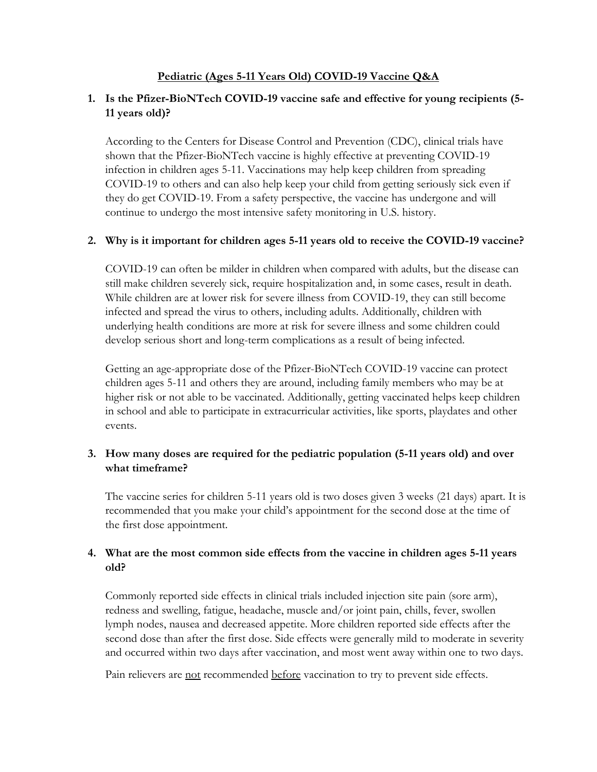# <u>Pediatric (Ages 5-11 Years Old) COVID-19 Vaccine Q&A</u>

1. **Is the Pfizer-BioNTech COVID-19 vaccine safe and effective for young recipients (5-11 years old)?**

   According to the Centers for Disease Control and Prevention (CDC), clinical trials have shown that the Pfizer-BioNTech vaccine is highly effective at preventing COVID-19 infection in children ages 5-11. Vaccinations may help keep children from spreading COVID-19 to others and can also help keep your child from getting seriously sick even if they do get COVID-19. From a safety perspective, the vaccine has undergone and will continue to undergo the most intensive safety monitoring in U.S. history.

2. **Why is it important for children ages 5-11 years old to receive the COVID-19 vaccine?**

   COVID-19 can often be milder in children when compared with adults, but the disease can still make children severely sick, require hospitalization and, in some cases, result in death. While children are at lower risk for severe illness from COVID-19, they can still become infected and spread the virus to others, including adults. Additionally, children with underlying health conditions are more at risk for severe illness and some children could develop serious short and long-term complications as a result of being infected.

   Getting an age-appropriate dose of the Pfizer-BioNTech COVID-19 vaccine can protect children ages 5-11 and others they are around, including family members who may be at higher risk or not able to be vaccinated. Additionally, getting vaccinated helps keep children in school and able to participate in extracurricular activities, like sports, playdates and other events.

3. **How many doses are required for the pediatric population (5-11 years old) and over what timeframe?**

   The vaccine series for children 5-11 years old is two doses given 3 weeks (21 days) apart. It is recommended that you make your child's appointment for the second dose at the time of the first dose appointment.

4. **What are the most common side effects from the vaccine in children ages 5-11 years old?**

   Commonly reported side effects in clinical trials included injection site pain (sore arm), redness and swelling, fatigue, headache, muscle and/or joint pain, chills, fever, swollen lymph nodes, nausea and decreased appetite. More children reported side effects after the second dose than after the first dose. Side effects were generally mild to moderate in severity and occurred within two days after vaccination, and most went away within one to two days.

   Pain relievers are <u>not</u> recommended <u>before</u> vaccination to try to prevent side effects.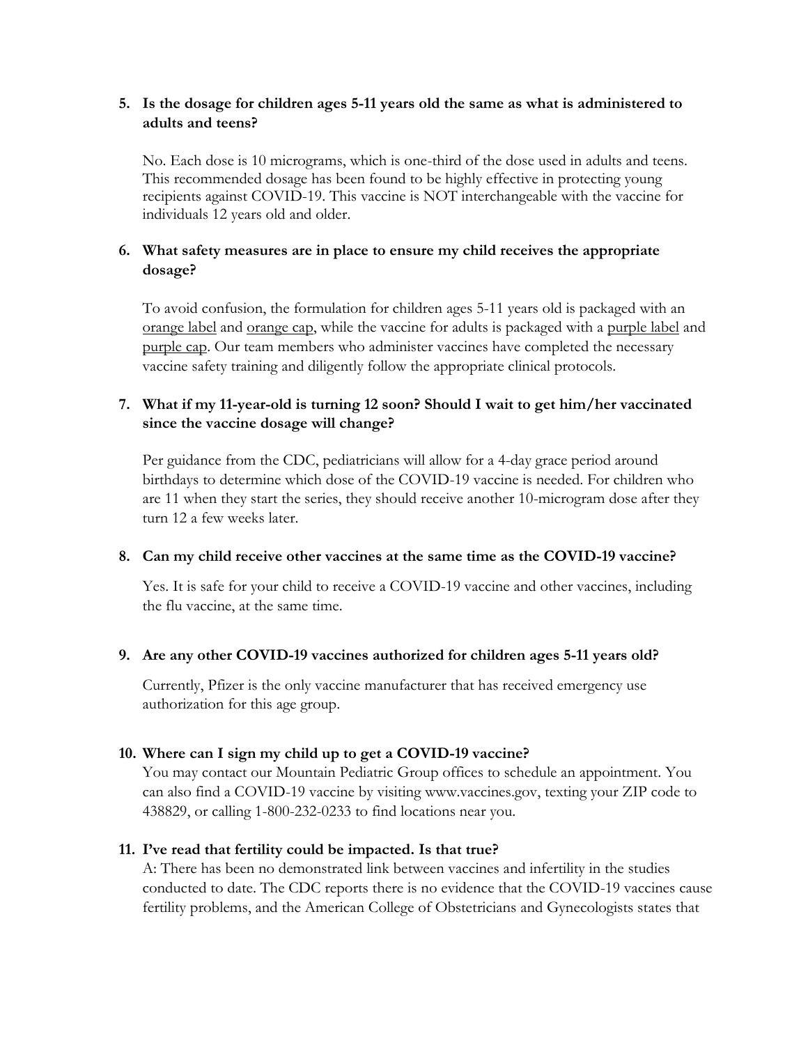5. **Is the dosage for children ages 5-11 years old the same as what is administered to adults and teens?**

   No. Each dose is 10 micrograms, which is one-third of the dose used in adults and teens. This recommended dosage has been found to be highly effective in protecting young recipients against COVID-19. This vaccine is NOT interchangeable with the vaccine for individuals 12 years old and older.

6. **What safety measures are in place to ensure my child receives the appropriate dosage?**

   To avoid confusion, the formulation for children ages 5-11 years old is packaged with an orange label and orange cap, while the vaccine for adults is packaged with a purple label and purple cap. Our team members who administer vaccines have completed the necessary vaccine safety training and diligently follow the appropriate clinical protocols.

7. **What if my 11-year-old is turning 12 soon? Should I wait to get him/her vaccinated since the vaccine dosage will change?**

   Per guidance from the CDC, pediatricians will allow for a 4-day grace period around birthdays to determine which dose of the COVID-19 vaccine is needed. For children who are 11 when they start the series, they should receive another 10-microgram dose after they turn 12 a few weeks later.

8. **Can my child receive other vaccines at the same time as the COVID-19 vaccine?**

   Yes. It is safe for your child to receive a COVID-19 vaccine and other vaccines, including the flu vaccine, at the same time.

9. **Are any other COVID-19 vaccines authorized for children ages 5-11 years old?**

   Currently, Pfizer is the only vaccine manufacturer that has received emergency use authorization for this age group.

10. **Where can I sign my child up to get a COVID-19 vaccine?**

    You may contact our Mountain Pediatric Group offices to schedule an appointment. You can also find a COVID-19 vaccine by visiting www.vaccines.gov, texting your ZIP code to 438829, or calling 1-800-232-0233 to find locations near you.

11. **I've read that fertility could be impacted. Is that true?**

    A: There has been no demonstrated link between vaccines and infertility in the studies conducted to date. The CDC reports there is no evidence that the COVID-19 vaccines cause fertility problems, and the American College of Obstetricians and Gynecologists states that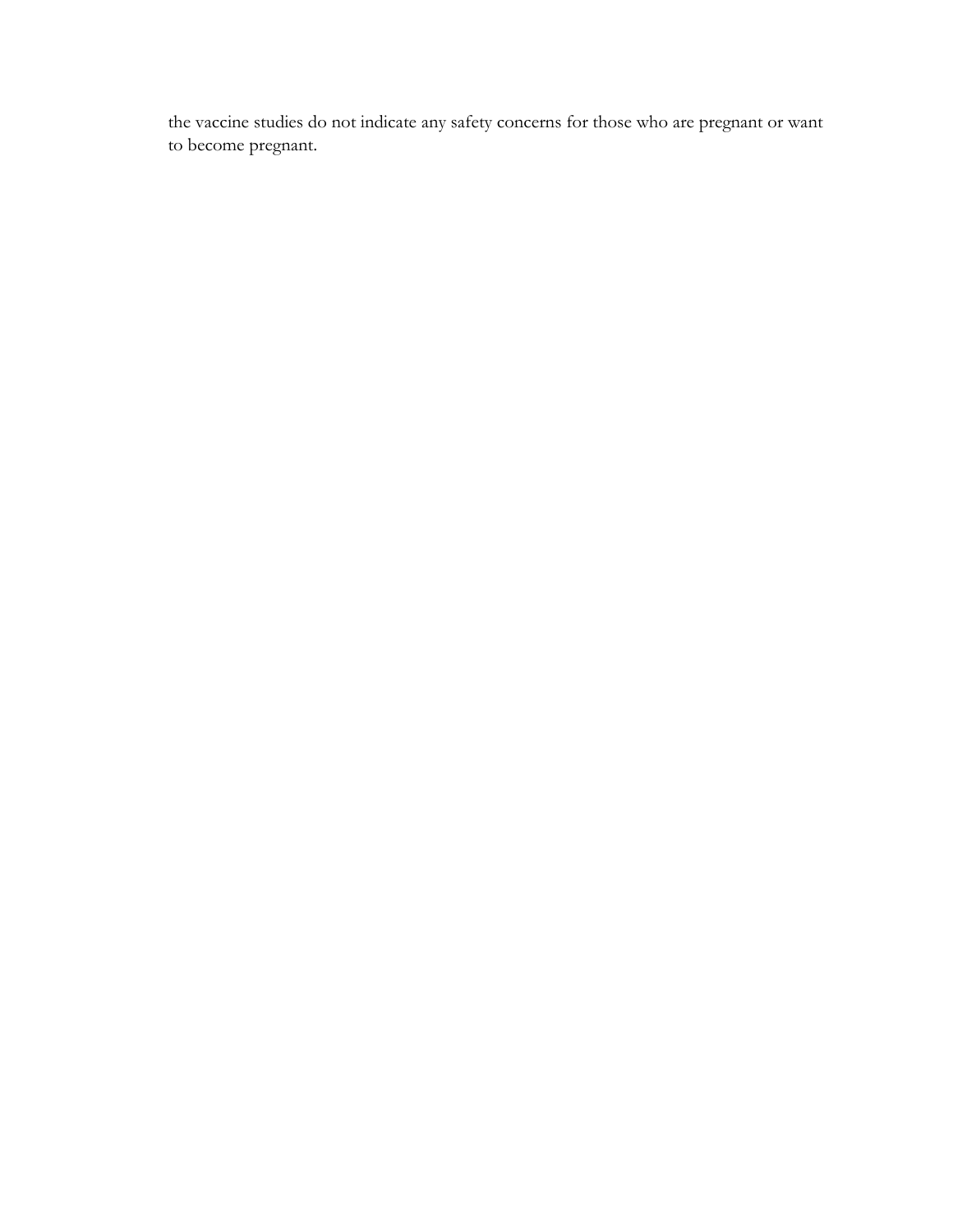the vaccine studies do not indicate any safety concerns for those who are pregnant or want to become pregnant.